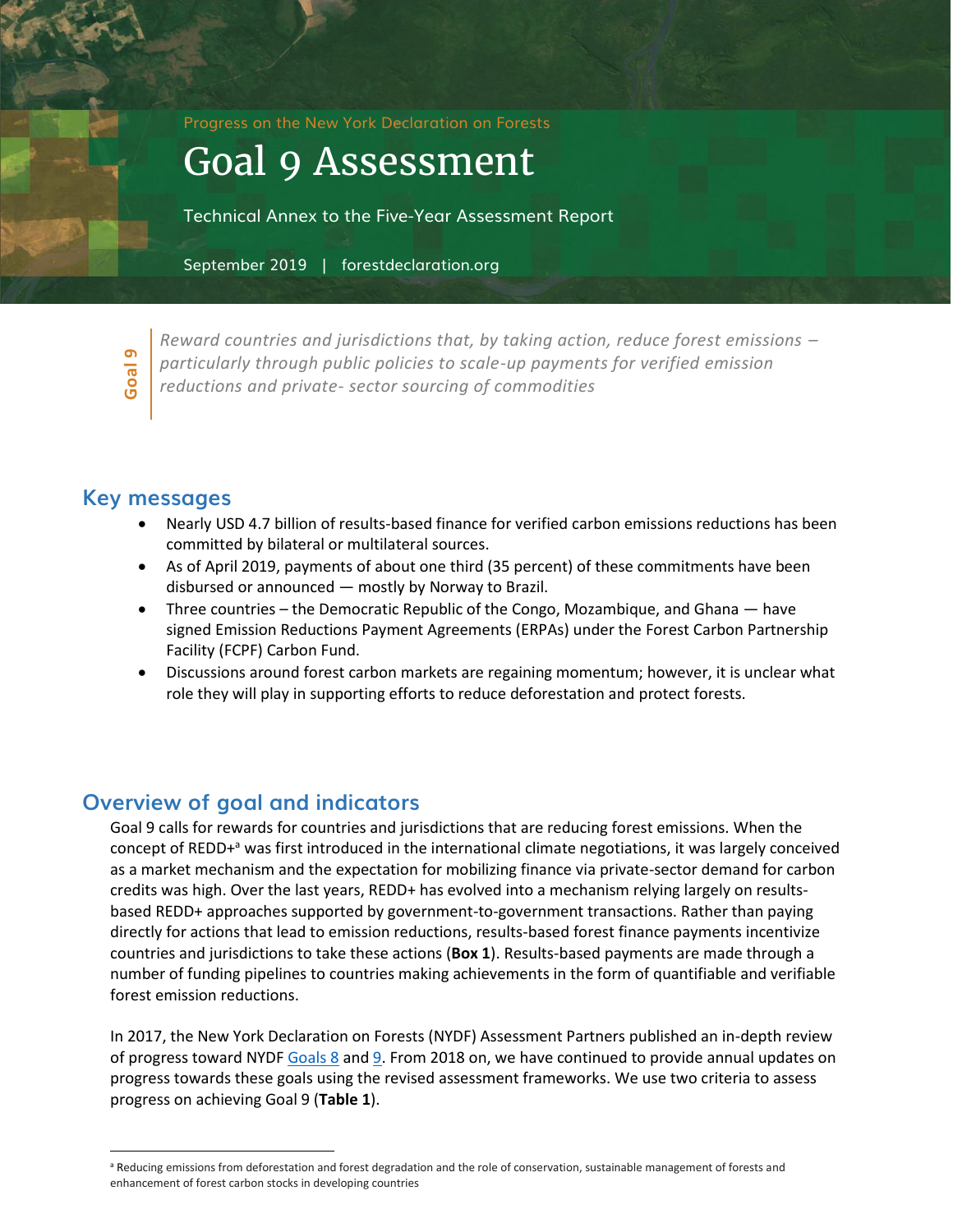Progress on the New York Declaration on Forests

# Goal 9 Assessment

Technical Annex to the Five-Year Assessment Report

September 2019 | forestdeclaration.org

**Goal 9**

*Reward countries and jurisdictions that, by taking action, reduce forest emissions – particularly through public policies to scale-up payments for verified emission reductions and private- sector sourcing of commodities*

## Key messages

- Nearly USD 4.7 billion of results-based finance for verified carbon emissions reductions has been committed by bilateral or multilateral sources.
- As of April 2019, payments of about one third (35 percent) of these commitments have been disbursed or announced — mostly by Norway to Brazil.
- Three countries – the Democratic Republic of the Congo, Mozambique, and Ghana — have signed Emission Reductions Payment Agreements (ERPAs) under the Forest Carbon Partnership Facility (FCPF) Carbon Fund.
- Discussions around forest carbon markets are regaining momentum; however, it is unclear what role they will play in supporting efforts to reduce deforestation and protect forests.

## Overview of goal and indicators

Goal 9 calls for rewards for countries and jurisdictions that are reducing forest emissions. When the concept of REDD+[a] was first introduced in the international climate negotiations, it was largely conceived as a market mechanism and the expectation for mobilizing finance via private-sector demand for carbon credits was high. Over the last years, REDD+ has evolved into a mechanism relying largely on results-based REDD+ approaches supported by government-to-government transactions. Rather than paying directly for actions that lead to emission reductions, results-based forest finance payments incentivize countries and jurisdictions to take these actions (**Box 1**). Results-based payments are made through a number of funding pipelines to countries making achievements in the form of quantifiable and verifiable forest emission reductions.

In 2017, the New York Declaration on Forests (NYDF) Assessment Partners published an in-depth review of progress toward NYDF Goals 8 and 9. From 2018 on, we have continued to provide annual updates on progress towards these goals using the revised assessment frameworks. We use two criteria to assess progress on achieving Goal 9 (**Table 1**).

[a] Reducing emissions from deforestation and forest degradation and the role of conservation, sustainable management of forests and enhancement of forest carbon stocks in developing countries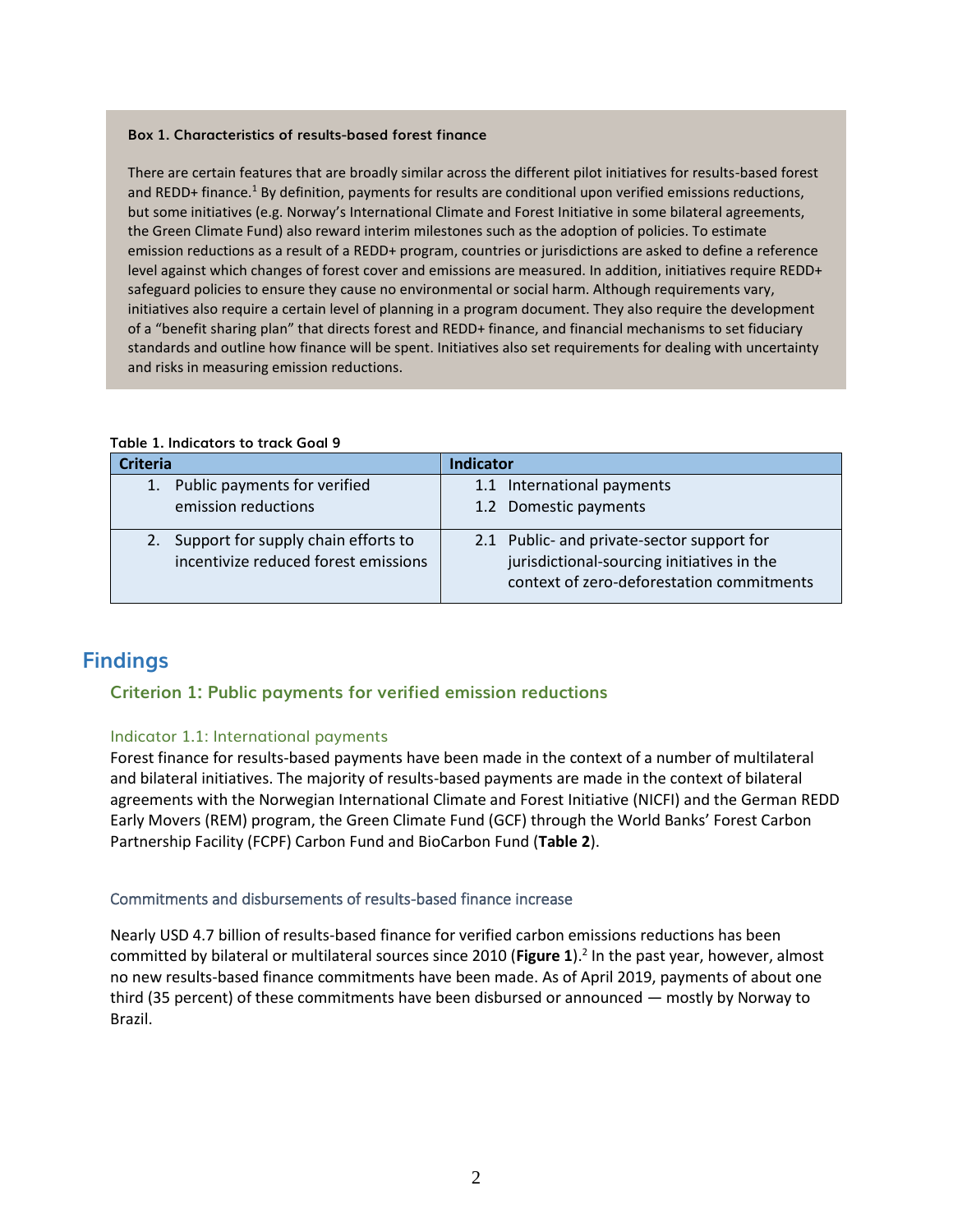**Box 1. Characteristics of results-based forest finance**

There are certain features that are broadly similar across the different pilot initiatives for results-based forest and REDD+ finance.[1] By definition, payments for results are conditional upon verified emissions reductions, but some initiatives (e.g. Norway's International Climate and Forest Initiative in some bilateral agreements, the Green Climate Fund) also reward interim milestones such as the adoption of policies. To estimate emission reductions as a result of a REDD+ program, countries or jurisdictions are asked to define a reference level against which changes of forest cover and emissions are measured. In addition, initiatives require REDD+ safeguard policies to ensure they cause no environmental or social harm. Although requirements vary, initiatives also require a certain level of planning in a program document. They also require the development of a "benefit sharing plan" that directs forest and REDD+ finance, and financial mechanisms to set fiduciary standards and outline how finance will be spent. Initiatives also set requirements for dealing with uncertainty and risks in measuring emission reductions.

**Table 1. Indicators to track Goal 9**

| Criteria | Indicator |
| --- | --- |
| 1. Public payments for verified emission reductions | 1.1 International payments<br>1.2 Domestic payments |
| 2. Support for supply chain efforts to incentivize reduced forest emissions | 2.1 Public- and private-sector support for jurisdictional-sourcing initiatives in the context of zero-deforestation commitments |

# Findings

## Criterion 1: Public payments for verified emission reductions

### Indicator 1.1: International payments

Forest finance for results-based payments have been made in the context of a number of multilateral and bilateral initiatives. The majority of results-based payments are made in the context of bilateral agreements with the Norwegian International Climate and Forest Initiative (NICFI) and the German REDD Early Movers (REM) program, the Green Climate Fund (GCF) through the World Banks' Forest Carbon Partnership Facility (FCPF) Carbon Fund and BioCarbon Fund (**Table 2**).

### Commitments and disbursements of results-based finance increase

Nearly USD 4.7 billion of results-based finance for verified carbon emissions reductions has been committed by bilateral or multilateral sources since 2010 (**Figure 1**).[2] In the past year, however, almost no new results-based finance commitments have been made. As of April 2019, payments of about one third (35 percent) of these commitments have been disbursed or announced — mostly by Norway to Brazil.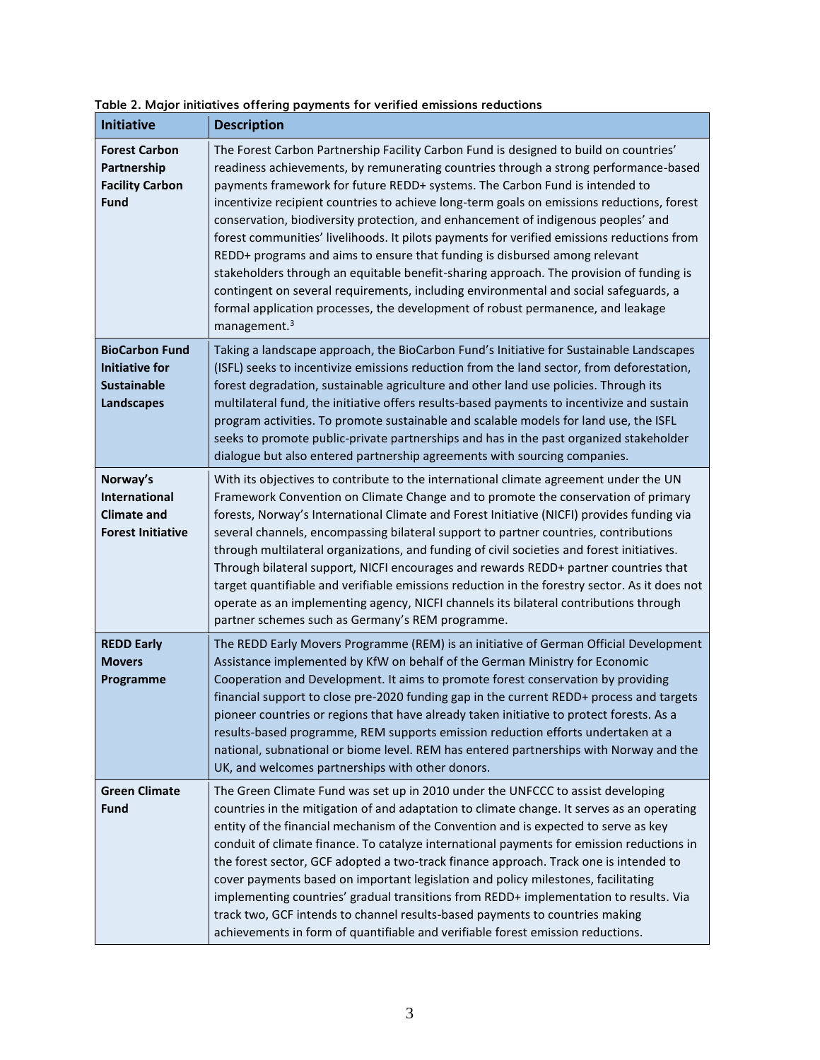**Table 2. Major initiatives offering payments for verified emissions reductions**

| Initiative | Description |
|---|---|
| **Forest Carbon Partnership Facility Carbon Fund** | The Forest Carbon Partnership Facility Carbon Fund is designed to build on countries' readiness achievements, by remunerating countries through a strong performance-based payments framework for future REDD+ systems. The Carbon Fund is intended to incentivize recipient countries to achieve long-term goals on emissions reductions, forest conservation, biodiversity protection, and enhancement of indigenous peoples' and forest communities' livelihoods. It pilots payments for verified emissions reductions from REDD+ programs and aims to ensure that funding is disbursed among relevant stakeholders through an equitable benefit-sharing approach. The provision of funding is contingent on several requirements, including environmental and social safeguards, a formal application processes, the development of robust permanence, and leakage management.[3] |
| **BioCarbon Fund Initiative for Sustainable Landscapes** | Taking a landscape approach, the BioCarbon Fund's Initiative for Sustainable Landscapes (ISFL) seeks to incentivize emissions reduction from the land sector, from deforestation, forest degradation, sustainable agriculture and other land use policies. Through its multilateral fund, the initiative offers results-based payments to incentivize and sustain program activities. To promote sustainable and scalable models for land use, the ISFL seeks to promote public-private partnerships and has in the past organized stakeholder dialogue but also entered partnership agreements with sourcing companies. |
| **Norway's International Climate and Forest Initiative** | With its objectives to contribute to the international climate agreement under the UN Framework Convention on Climate Change and to promote the conservation of primary forests, Norway's International Climate and Forest Initiative (NICFI) provides funding via several channels, encompassing bilateral support to partner countries, contributions through multilateral organizations, and funding of civil societies and forest initiatives. Through bilateral support, NICFI encourages and rewards REDD+ partner countries that target quantifiable and verifiable emissions reduction in the forestry sector. As it does not operate as an implementing agency, NICFI channels its bilateral contributions through partner schemes such as Germany's REM programme. |
| **REDD Early Movers Programme** | The REDD Early Movers Programme (REM) is an initiative of German Official Development Assistance implemented by KfW on behalf of the German Ministry for Economic Cooperation and Development. It aims to promote forest conservation by providing financial support to close pre-2020 funding gap in the current REDD+ process and targets pioneer countries or regions that have already taken initiative to protect forests. As a results-based programme, REM supports emission reduction efforts undertaken at a national, subnational or biome level. REM has entered partnerships with Norway and the UK, and welcomes partnerships with other donors. |
| **Green Climate Fund** | The Green Climate Fund was set up in 2010 under the UNFCCC to assist developing countries in the mitigation of and adaptation to climate change. It serves as an operating entity of the financial mechanism of the Convention and is expected to serve as key conduit of climate finance. To catalyze international payments for emission reductions in the forest sector, GCF adopted a two-track finance approach. Track one is intended to cover payments based on important legislation and policy milestones, facilitating implementing countries' gradual transitions from REDD+ implementation to results. Via track two, GCF intends to channel results-based payments to countries making achievements in form of quantifiable and verifiable forest emission reductions. |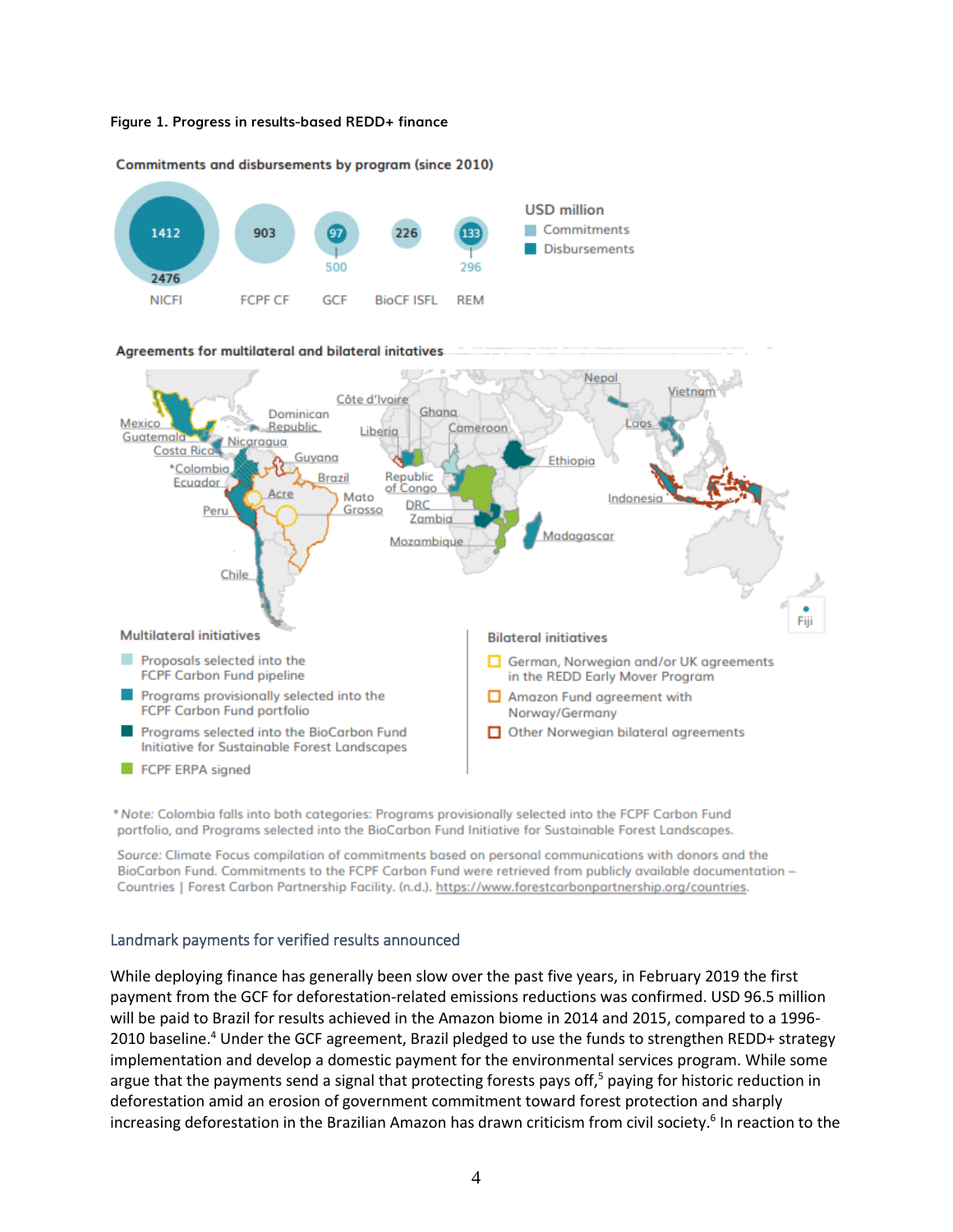**Figure 1. Progress in results-based REDD+ finance**

**Commitments and disbursements by program (since 2010)**

| Program | Commitments (USD million) | Disbursements (USD million) |
|---|---|---|
| NICFI | 2476 | 1412 |
| FCPF CF | 903 | |
| GCF | 500 | 97 |
| BioCF ISFL | 226 | |
| REM | 296 | 133 |

**Agreements for multilateral and bilateral initatives**

Mexico, Guatemala, Costa Rica, Nicaragua, Dominican Republic, Côte d'Ivoire, Ghana, Liberia, Cameroon, Nepal, Vietnam, Laos, *Colombia, Ecuador, Guyana, Brazil, Acre, Mato Grosso, Peru, Chile, Republic of Congo, DRC, Zambia, Mozambique, Ethiopia, Madagascar, Indonesia, Fiji

**Multilateral initiatives**

- Proposals selected into the FCPF Carbon Fund pipeline
- Programs provisionally selected into the FCPF Carbon Fund portfolio
- Programs selected into the BioCarbon Fund Initiative for Sustainable Forest Landscapes
- FCPF ERPA signed

**Bilateral initiatives**

- German, Norwegian and/or UK agreements in the REDD Early Mover Program
- Amazon Fund agreement with Norway/Germany
- Other Norwegian bilateral agreements

* *Note:* Colombia falls into both categories: Programs provisionally selected into the FCPF Carbon Fund portfolio, and Programs selected into the BioCarbon Fund Initiative for Sustainable Forest Landscapes.

*Source:* Climate Focus compilation of commitments based on personal communications with donors and the BioCarbon Fund. Commitments to the FCPF Carbon Fund were retrieved from publicly available documentation – Countries | Forest Carbon Partnership Facility. (n.d.). https://www.forestcarbonpartnership.org/countries.

## Landmark payments for verified results announced

While deploying finance has generally been slow over the past five years, in February 2019 the first payment from the GCF for deforestation-related emissions reductions was confirmed. USD 96.5 million will be paid to Brazil for results achieved in the Amazon biome in 2014 and 2015, compared to a 1996-2010 baseline.[4] Under the GCF agreement, Brazil pledged to use the funds to strengthen REDD+ strategy implementation and develop a domestic payment for the environmental services program. While some argue that the payments send a signal that protecting forests pays off,[5] paying for historic reduction in deforestation amid an erosion of government commitment toward forest protection and sharply increasing deforestation in the Brazilian Amazon has drawn criticism from civil society.[6] In reaction to the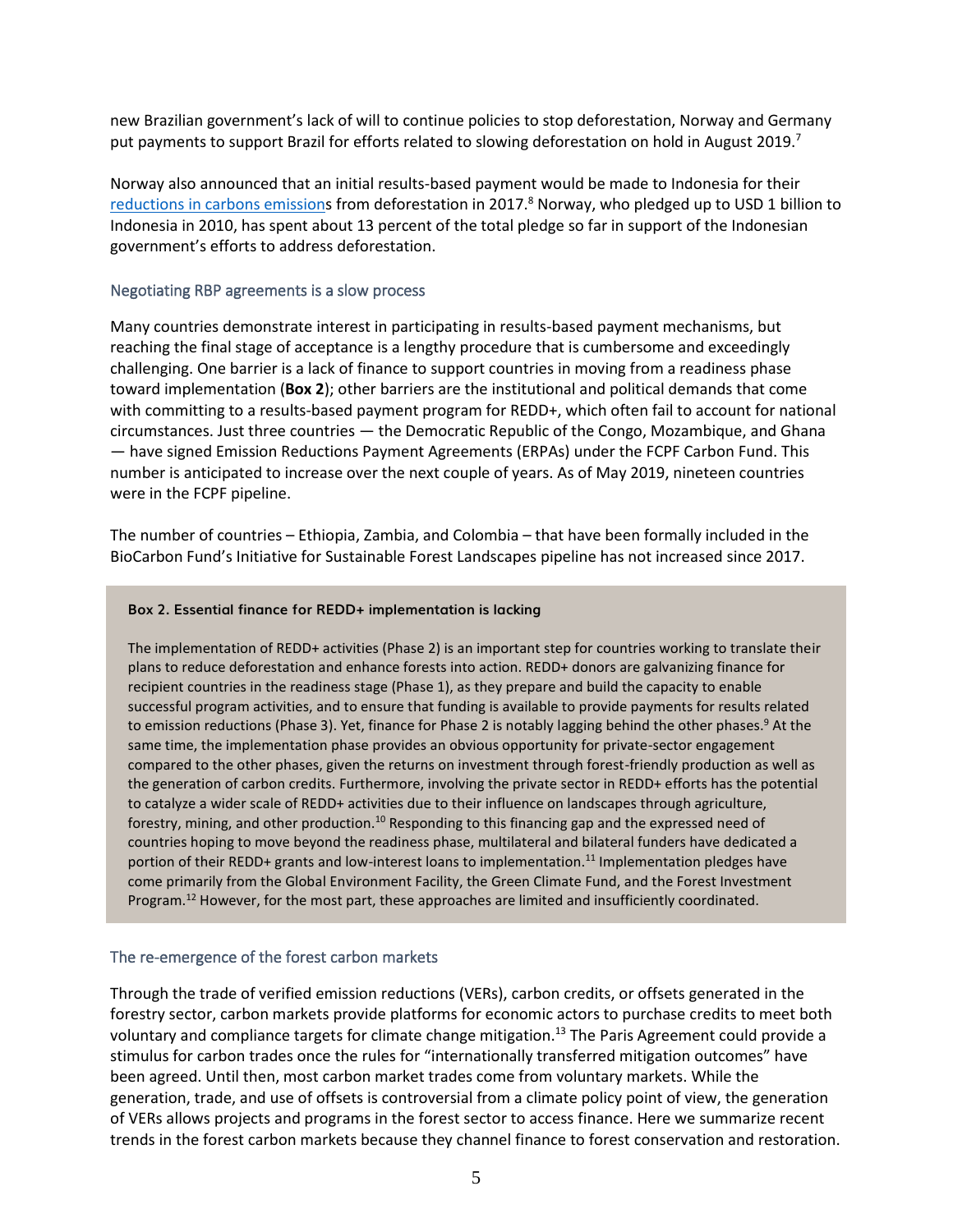new Brazilian government's lack of will to continue policies to stop deforestation, Norway and Germany put payments to support Brazil for efforts related to slowing deforestation on hold in August 2019.[7]

Norway also announced that an initial results-based payment would be made to Indonesia for their reductions in carbons emissions from deforestation in 2017.[8] Norway, who pledged up to USD 1 billion to Indonesia in 2010, has spent about 13 percent of the total pledge so far in support of the Indonesian government's efforts to address deforestation.

### Negotiating RBP agreements is a slow process

Many countries demonstrate interest in participating in results-based payment mechanisms, but reaching the final stage of acceptance is a lengthy procedure that is cumbersome and exceedingly challenging. One barrier is a lack of finance to support countries in moving from a readiness phase toward implementation (**Box 2**); other barriers are the institutional and political demands that come with committing to a results-based payment program for REDD+, which often fail to account for national circumstances. Just three countries — the Democratic Republic of the Congo, Mozambique, and Ghana — have signed Emission Reductions Payment Agreements (ERPAs) under the FCPF Carbon Fund. This number is anticipated to increase over the next couple of years. As of May 2019, nineteen countries were in the FCPF pipeline.

The number of countries – Ethiopia, Zambia, and Colombia – that have been formally included in the BioCarbon Fund's Initiative for Sustainable Forest Landscapes pipeline has not increased since 2017.

> **Box 2. Essential finance for REDD+ implementation is lacking**
>
> The implementation of REDD+ activities (Phase 2) is an important step for countries working to translate their plans to reduce deforestation and enhance forests into action. REDD+ donors are galvanizing finance for recipient countries in the readiness stage (Phase 1), as they prepare and build the capacity to enable successful program activities, and to ensure that funding is available to provide payments for results related to emission reductions (Phase 3). Yet, finance for Phase 2 is notably lagging behind the other phases.[9] At the same time, the implementation phase provides an obvious opportunity for private-sector engagement compared to the other phases, given the returns on investment through forest-friendly production as well as the generation of carbon credits. Furthermore, involving the private sector in REDD+ efforts has the potential to catalyze a wider scale of REDD+ activities due to their influence on landscapes through agriculture, forestry, mining, and other production.[10] Responding to this financing gap and the expressed need of countries hoping to move beyond the readiness phase, multilateral and bilateral funders have dedicated a portion of their REDD+ grants and low-interest loans to implementation.[11] Implementation pledges have come primarily from the Global Environment Facility, the Green Climate Fund, and the Forest Investment Program.[12] However, for the most part, these approaches are limited and insufficiently coordinated.

### The re-emergence of the forest carbon markets

Through the trade of verified emission reductions (VERs), carbon credits, or offsets generated in the forestry sector, carbon markets provide platforms for economic actors to purchase credits to meet both voluntary and compliance targets for climate change mitigation.[13] The Paris Agreement could provide a stimulus for carbon trades once the rules for "internationally transferred mitigation outcomes" have been agreed. Until then, most carbon market trades come from voluntary markets. While the generation, trade, and use of offsets is controversial from a climate policy point of view, the generation of VERs allows projects and programs in the forest sector to access finance. Here we summarize recent trends in the forest carbon markets because they channel finance to forest conservation and restoration.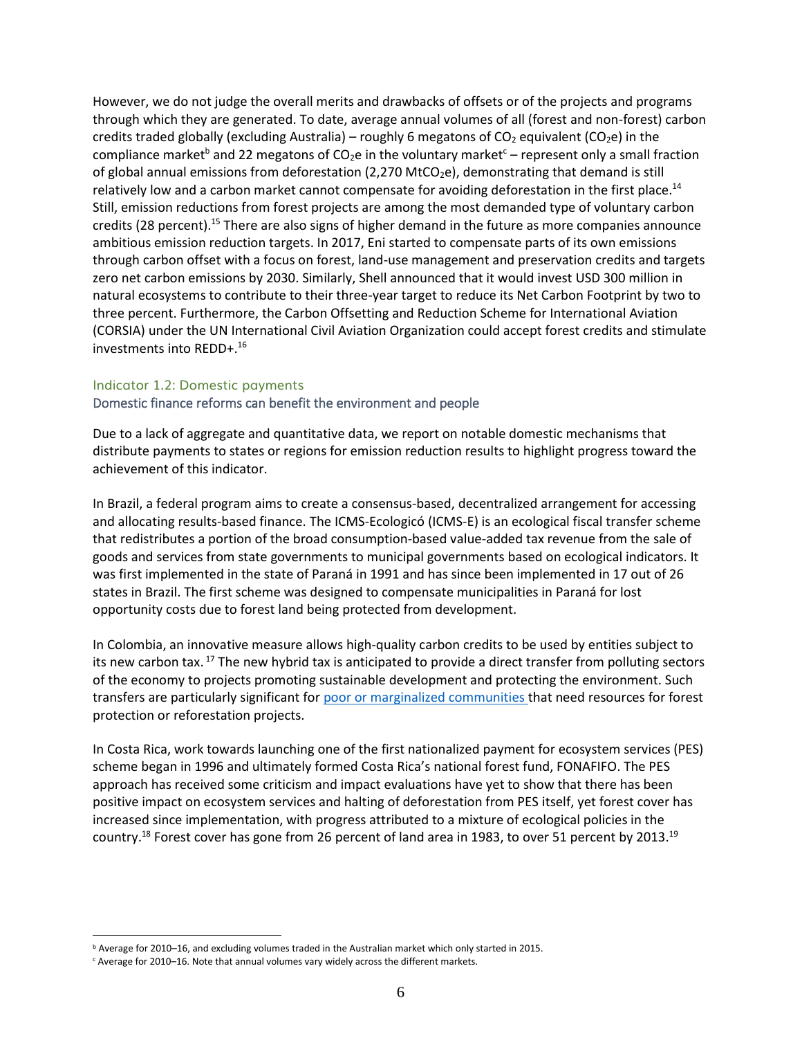However, we do not judge the overall merits and drawbacks of offsets or of the projects and programs through which they are generated. To date, average annual volumes of all (forest and non-forest) carbon credits traded globally (excluding Australia) – roughly 6 megatons of $CO_2$ equivalent ($CO_2e$) in the compliance market[b] and 22 megatons of $CO_2e$ in the voluntary market[c] – represent only a small fraction of global annual emissions from deforestation (2,270 $MtCO_2e$), demonstrating that demand is still relatively low and a carbon market cannot compensate for avoiding deforestation in the first place.[14] Still, emission reductions from forest projects are among the most demanded type of voluntary carbon credits (28 percent).[15] There are also signs of higher demand in the future as more companies announce ambitious emission reduction targets. In 2017, Eni started to compensate parts of its own emissions through carbon offset with a focus on forest, land-use management and preservation credits and targets zero net carbon emissions by 2030. Similarly, Shell announced that it would invest USD 300 million in natural ecosystems to contribute to their three-year target to reduce its Net Carbon Footprint by two to three percent. Furthermore, the Carbon Offsetting and Reduction Scheme for International Aviation (CORSIA) under the UN International Civil Aviation Organization could accept forest credits and stimulate investments into REDD+.[16]

### Indicator 1.2: Domestic payments

#### Domestic finance reforms can benefit the environment and people

Due to a lack of aggregate and quantitative data, we report on notable domestic mechanisms that distribute payments to states or regions for emission reduction results to highlight progress toward the achievement of this indicator.

In Brazil, a federal program aims to create a consensus-based, decentralized arrangement for accessing and allocating results-based finance. The ICMS-Ecologicó (ICMS-E) is an ecological fiscal transfer scheme that redistributes a portion of the broad consumption-based value-added tax revenue from the sale of goods and services from state governments to municipal governments based on ecological indicators. It was first implemented in the state of Paraná in 1991 and has since been implemented in 17 out of 26 states in Brazil. The first scheme was designed to compensate municipalities in Paraná for lost opportunity costs due to forest land being protected from development.

In Colombia, an innovative measure allows high-quality carbon credits to be used by entities subject to its new carbon tax.[17] The new hybrid tax is anticipated to provide a direct transfer from polluting sectors of the economy to projects promoting sustainable development and protecting the environment. Such transfers are particularly significant for poor or marginalized communities that need resources for forest protection or reforestation projects.

In Costa Rica, work towards launching one of the first nationalized payment for ecosystem services (PES) scheme began in 1996 and ultimately formed Costa Rica's national forest fund, FONAFIFO. The PES approach has received some criticism and impact evaluations have yet to show that there has been positive impact on ecosystem services and halting of deforestation from PES itself, yet forest cover has increased since implementation, with progress attributed to a mixture of ecological policies in the country.[18] Forest cover has gone from 26 percent of land area in 1983, to over 51 percent by 2013.[19]

---

[b] Average for 2010–16, and excluding volumes traded in the Australian market which only started in 2015.

[c] Average for 2010–16. Note that annual volumes vary widely across the different markets.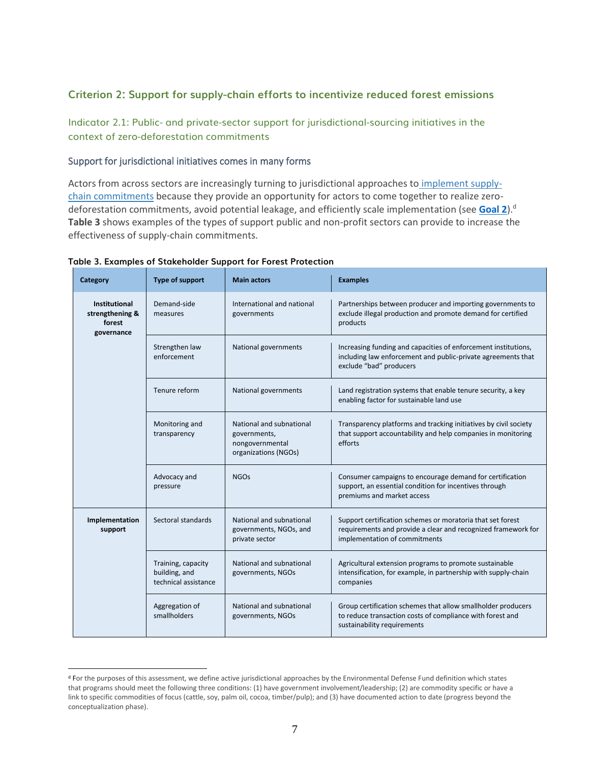### Criterion 2: Support for supply-chain efforts to incentivize reduced forest emissions

#### Indicator 2.1: Public- and private-sector support for jurisdictional-sourcing initiatives in the context of zero-deforestation commitments

#### Support for jurisdictional initiatives comes in many forms

Actors from across sectors are increasingly turning to jurisdictional approaches to implement supply-chain commitments because they provide an opportunity for actors to come together to realize zero-deforestation commitments, avoid potential leakage, and efficiently scale implementation (see **Goal 2**).[d] **Table 3** shows examples of the types of support public and non-profit sectors can provide to increase the effectiveness of supply-chain commitments.

**Table 3. Examples of Stakeholder Support for Forest Protection**

| Category | Type of support | Main actors | Examples |
|---|---|---|---|
| **Institutional strengthening & forest governance** | Demand-side measures | International and national governments | Partnerships between producer and importing governments to exclude illegal production and promote demand for certified products |
| | Strengthen law enforcement | National governments | Increasing funding and capacities of enforcement institutions, including law enforcement and public-private agreements that exclude "bad" producers |
| | Tenure reform | National governments | Land registration systems that enable tenure security, a key enabling factor for sustainable land use |
| | Monitoring and transparency | National and subnational governments, nongovernmental organizations (NGOs) | Transparency platforms and tracking initiatives by civil society that support accountability and help companies in monitoring efforts |
| | Advocacy and pressure | NGOs | Consumer campaigns to encourage demand for certification support, an essential condition for incentives through premiums and market access |
| **Implementation support** | Sectoral standards | National and subnational governments, NGOs, and private sector | Support certification schemes or moratoria that set forest requirements and provide a clear and recognized framework for implementation of commitments |
| | Training, capacity building, and technical assistance | National and subnational governments, NGOs | Agricultural extension programs to promote sustainable intensification, for example, in partnership with supply-chain companies |
| | Aggregation of smallholders | National and subnational governments, NGOs | Group certification schemes that allow smallholder producers to reduce transaction costs of compliance with forest and sustainability requirements |

[d] For the purposes of this assessment, we define active jurisdictional approaches by the Environmental Defense Fund definition which states that programs should meet the following three conditions: (1) have government involvement/leadership; (2) are commodity specific or have a link to specific commodities of focus (cattle, soy, palm oil, cocoa, timber/pulp); and (3) have documented action to date (progress beyond the conceptualization phase).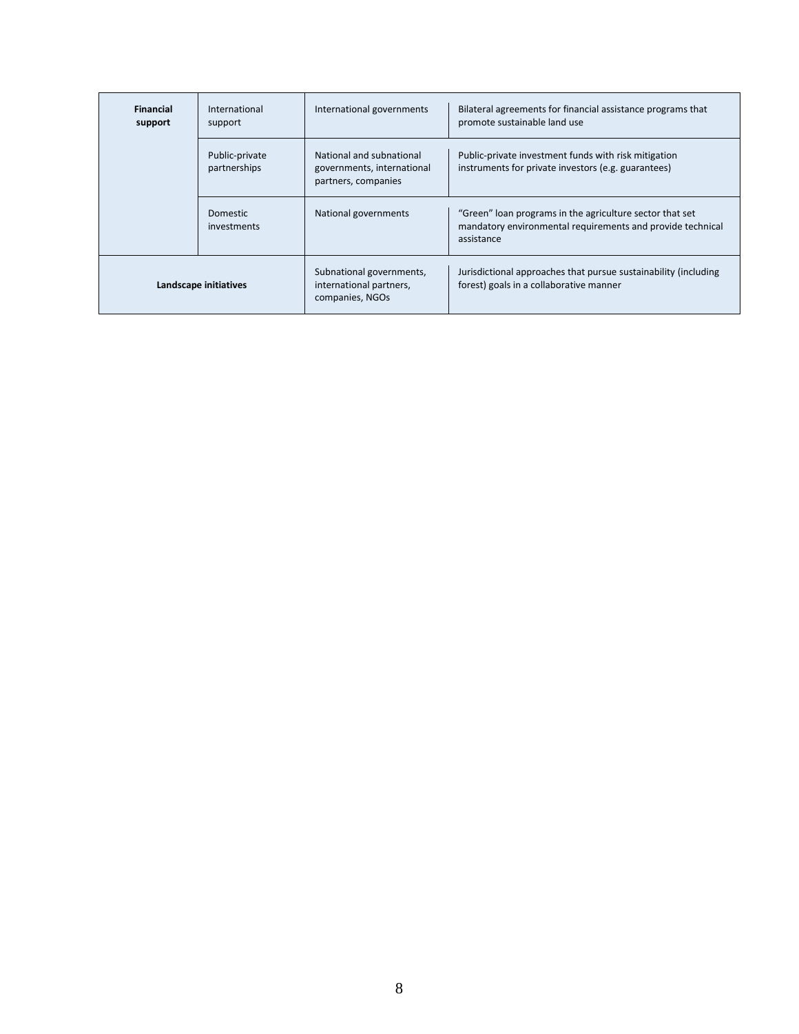| | | | |
|---|---|---|---|
| **Financial support** | International support | International governments | Bilateral agreements for financial assistance programs that promote sustainable land use |
| | Public-private partnerships | National and subnational governments, international partners, companies | Public-private investment funds with risk mitigation instruments for private investors (e.g. guarantees) |
| | Domestic investments | National governments | "Green" loan programs in the agriculture sector that set mandatory environmental requirements and provide technical assistance |
| **Landscape initiatives** | | Subnational governments, international partners, companies, NGOs | Jurisdictional approaches that pursue sustainability (including forest) goals in a collaborative manner |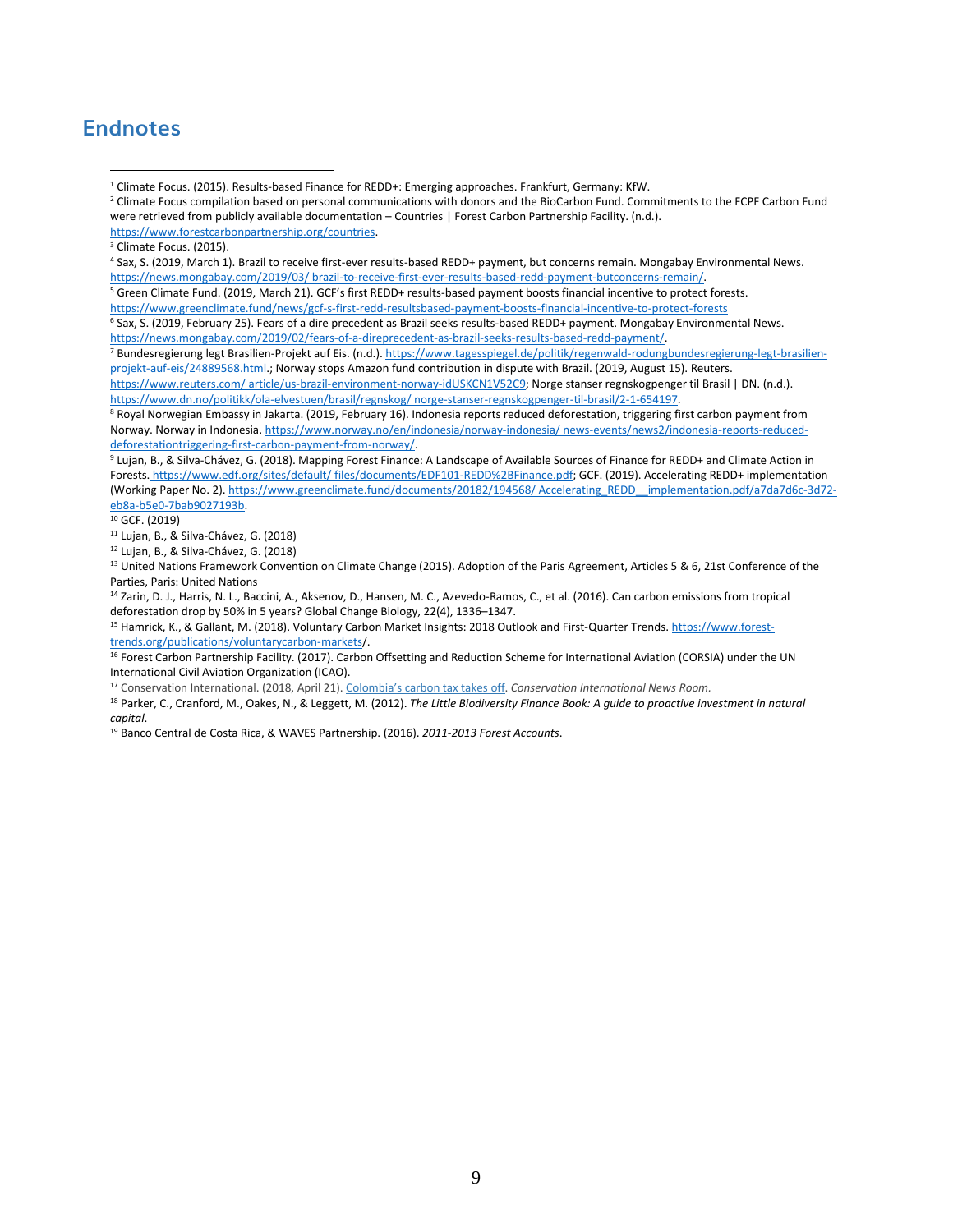## Endnotes

[1] Climate Focus. (2015). Results-based Finance for REDD+: Emerging approaches. Frankfurt, Germany: KfW.

[2] Climate Focus compilation based on personal communications with donors and the BioCarbon Fund. Commitments to the FCPF Carbon Fund were retrieved from publicly available documentation – Countries | Forest Carbon Partnership Facility. (n.d.). https://www.forestcarbonpartnership.org/countries.

[3] Climate Focus. (2015).

[4] Sax, S. (2019, March 1). Brazil to receive first-ever results-based REDD+ payment, but concerns remain. Mongabay Environmental News. https://news.mongabay.com/2019/03/ brazil-to-receive-first-ever-results-based-redd-payment-butconcerns-remain/.

[5] Green Climate Fund. (2019, March 21). GCF's first REDD+ results-based payment boosts financial incentive to protect forests. https://www.greenclimate.fund/news/gcf-s-first-redd-resultsbased-payment-boosts-financial-incentive-to-protect-forests

[6] Sax, S. (2019, February 25). Fears of a dire precedent as Brazil seeks results-based REDD+ payment. Mongabay Environmental News. https://news.mongabay.com/2019/02/fears-of-a-direprecedent-as-brazil-seeks-results-based-redd-payment/.

[7] Bundesregierung legt Brasilien-Projekt auf Eis. (n.d.). https://www.tagesspiegel.de/politik/regenwald-rodungbundesregierung-legt-brasilien-projekt-auf-eis/24889568.html.; Norway stops Amazon fund contribution in dispute with Brazil. (2019, August 15). Reuters. https://www.reuters.com/ article/us-brazil-environment-norway-idUSKCN1V52C9; Norge stanser regnskogpenger til Brasil | DN. (n.d.). https://www.dn.no/politikk/ola-elvestuen/brasil/regnskog/ norge-stanser-regnskogpenger-til-brasil/2-1-654197.

[8] Royal Norwegian Embassy in Jakarta. (2019, February 16). Indonesia reports reduced deforestation, triggering first carbon payment from Norway. Norway in Indonesia. https://www.norway.no/en/indonesia/norway-indonesia/ news-events/news2/indonesia-reports-reduced-deforestationtriggering-first-carbon-payment-from-norway/.

[9] Lujan, B., & Silva-Chávez, G. (2018). Mapping Forest Finance: A Landscape of Available Sources of Finance for REDD+ and Climate Action in Forests. https://www.edf.org/sites/default/ files/documents/EDF101-REDD%2BFinance.pdf; GCF. (2019). Accelerating REDD+ implementation (Working Paper No. 2). https://www.greenclimate.fund/documents/20182/194568/ Accelerating_REDD__implementation.pdf/a7da7d6c-3d72-eb8a-b5e0-7bab9027193b.

[10] GCF. (2019)

[11] Lujan, B., & Silva-Chávez, G. (2018)

[12] Lujan, B., & Silva-Chávez, G. (2018)

[13] United Nations Framework Convention on Climate Change (2015). Adoption of the Paris Agreement, Articles 5 & 6, 21st Conference of the Parties, Paris: United Nations

[14] Zarin, D. J., Harris, N. L., Baccini, A., Aksenov, D., Hansen, M. C., Azevedo-Ramos, C., et al. (2016). Can carbon emissions from tropical deforestation drop by 50% in 5 years? Global Change Biology, 22(4), 1336–1347.

[15] Hamrick, K., & Gallant, M. (2018). Voluntary Carbon Market Insights: 2018 Outlook and First-Quarter Trends. https://www.forest-trends.org/publications/voluntarycarbon-markets/.

[16] Forest Carbon Partnership Facility. (2017). Carbon Offsetting and Reduction Scheme for International Aviation (CORSIA) under the UN International Civil Aviation Organization (ICAO).

[17] Conservation International. (2018, April 21). Colombia's carbon tax takes off. *Conservation International News Room.*

[18] Parker, C., Cranford, M., Oakes, N., & Leggett, M. (2012). *The Little Biodiversity Finance Book: A guide to proactive investment in natural capital*.

[19] Banco Central de Costa Rica, & WAVES Partnership. (2016). *2011-2013 Forest Accounts*.